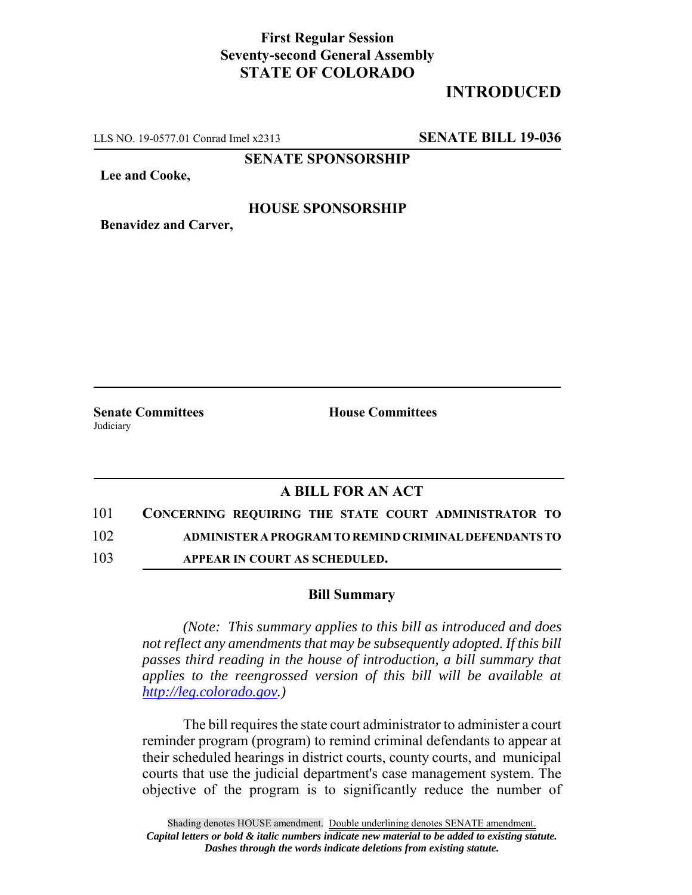**First Regular Session**
**Seventy-second General Assembly**
**STATE OF COLORADO**

# INTRODUCED

LLS NO. 19-0577.01 Conrad Imel x2313 **SENATE BILL 19-036**

**SENATE SPONSORSHIP**

**Lee and Cooke,**

**HOUSE SPONSORSHIP**

**Benavidez and Carver,**

**Senate Committees**
Judiciary

**House Committees**

## A BILL FOR AN ACT

101 **CONCERNING REQUIRING THE STATE COURT ADMINISTRATOR TO**
102 **ADMINISTER A PROGRAM TO REMIND CRIMINAL DEFENDANTS TO**
103 **APPEAR IN COURT AS SCHEDULED.**

### Bill Summary

*(Note: This summary applies to this bill as introduced and does not reflect any amendments that may be subsequently adopted. If this bill passes third reading in the house of introduction, a bill summary that applies to the reengrossed version of this bill will be available at http://leg.colorado.gov.)*

The bill requires the state court administrator to administer a court reminder program (program) to remind criminal defendants to appear at their scheduled hearings in district courts, county courts, and municipal courts that use the judicial department's case management system. The objective of the program is to significantly reduce the number of

Shading denotes HOUSE amendment. Double underlining denotes SENATE amendment.
*Capital letters or bold & italic numbers indicate new material to be added to existing statute.*
*Dashes through the words indicate deletions from existing statute.*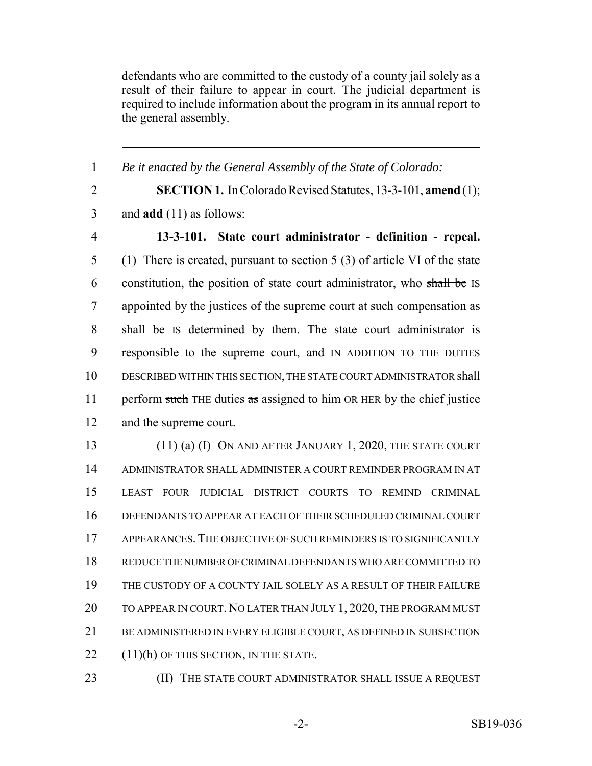defendants who are committed to the custody of a county jail solely as a result of their failure to appear in court. The judicial department is required to include information about the program in its annual report to the general assembly.

---

1 *Be it enacted by the General Assembly of the State of Colorado:*

2 **SECTION 1.** In Colorado Revised Statutes, 13-3-101, **amend** (1);
3 and **add** (11) as follows:

4 **13-3-101. State court administrator - definition - repeal.**
5 (1) There is created, pursuant to section 5 (3) of article VI of the state
6 constitution, the position of state court administrator, who ~~shall be~~ IS
7 appointed by the justices of the supreme court at such compensation as
8 ~~shall be~~ IS determined by them. The state court administrator is
9 responsible to the supreme court, and IN ADDITION TO THE DUTIES
10 DESCRIBED WITHIN THIS SECTION, THE STATE COURT ADMINISTRATOR shall
11 perform ~~such~~ THE duties ~~as~~ assigned to him OR HER by the chief justice
12 and the supreme court.

13 (11) (a) (I) ON AND AFTER JANUARY 1, 2020, THE STATE COURT
14 ADMINISTRATOR SHALL ADMINISTER A COURT REMINDER PROGRAM IN AT
15 LEAST FOUR JUDICIAL DISTRICT COURTS TO REMIND CRIMINAL
16 DEFENDANTS TO APPEAR AT EACH OF THEIR SCHEDULED CRIMINAL COURT
17 APPEARANCES. THE OBJECTIVE OF SUCH REMINDERS IS TO SIGNIFICANTLY
18 REDUCE THE NUMBER OF CRIMINAL DEFENDANTS WHO ARE COMMITTED TO
19 THE CUSTODY OF A COUNTY JAIL SOLELY AS A RESULT OF THEIR FAILURE
20 TO APPEAR IN COURT. NO LATER THAN JULY 1, 2020, THE PROGRAM MUST
21 BE ADMINISTERED IN EVERY ELIGIBLE COURT, AS DEFINED IN SUBSECTION
22 (11)(h) OF THIS SECTION, IN THE STATE.

23 (II) THE STATE COURT ADMINISTRATOR SHALL ISSUE A REQUEST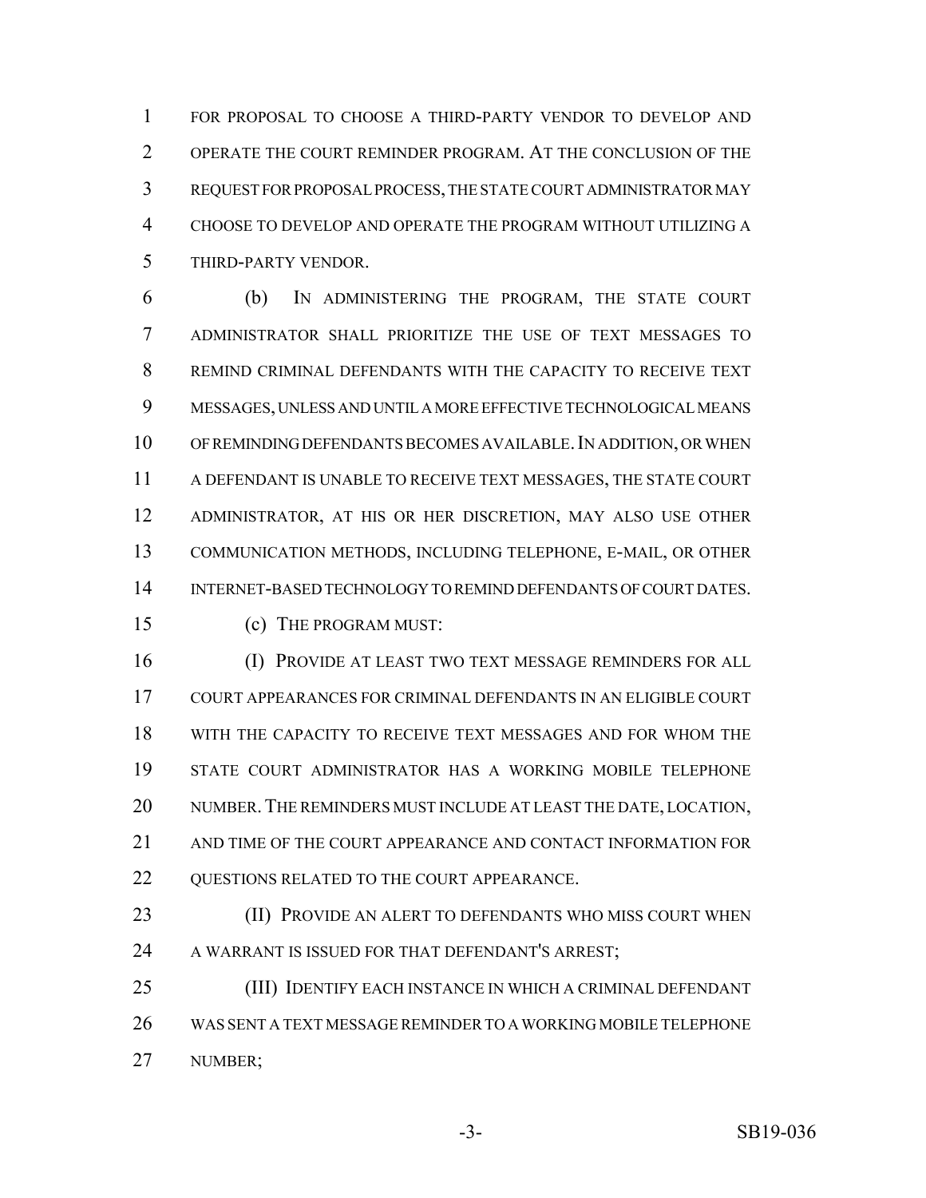FOR PROPOSAL TO CHOOSE A THIRD-PARTY VENDOR TO DEVELOP AND OPERATE THE COURT REMINDER PROGRAM. AT THE CONCLUSION OF THE REQUEST FOR PROPOSAL PROCESS, THE STATE COURT ADMINISTRATOR MAY CHOOSE TO DEVELOP AND OPERATE THE PROGRAM WITHOUT UTILIZING A THIRD-PARTY VENDOR.

(b) IN ADMINISTERING THE PROGRAM, THE STATE COURT ADMINISTRATOR SHALL PRIORITIZE THE USE OF TEXT MESSAGES TO REMIND CRIMINAL DEFENDANTS WITH THE CAPACITY TO RECEIVE TEXT MESSAGES, UNLESS AND UNTIL A MORE EFFECTIVE TECHNOLOGICAL MEANS OF REMINDING DEFENDANTS BECOMES AVAILABLE. IN ADDITION, OR WHEN A DEFENDANT IS UNABLE TO RECEIVE TEXT MESSAGES, THE STATE COURT ADMINISTRATOR, AT HIS OR HER DISCRETION, MAY ALSO USE OTHER COMMUNICATION METHODS, INCLUDING TELEPHONE, E-MAIL, OR OTHER INTERNET-BASED TECHNOLOGY TO REMIND DEFENDANTS OF COURT DATES.

(c) THE PROGRAM MUST:

(I) PROVIDE AT LEAST TWO TEXT MESSAGE REMINDERS FOR ALL COURT APPEARANCES FOR CRIMINAL DEFENDANTS IN AN ELIGIBLE COURT WITH THE CAPACITY TO RECEIVE TEXT MESSAGES AND FOR WHOM THE STATE COURT ADMINISTRATOR HAS A WORKING MOBILE TELEPHONE NUMBER. THE REMINDERS MUST INCLUDE AT LEAST THE DATE, LOCATION, AND TIME OF THE COURT APPEARANCE AND CONTACT INFORMATION FOR QUESTIONS RELATED TO THE COURT APPEARANCE.

(II) PROVIDE AN ALERT TO DEFENDANTS WHO MISS COURT WHEN A WARRANT IS ISSUED FOR THAT DEFENDANT'S ARREST;

(III) IDENTIFY EACH INSTANCE IN WHICH A CRIMINAL DEFENDANT WAS SENT A TEXT MESSAGE REMINDER TO A WORKING MOBILE TELEPHONE NUMBER;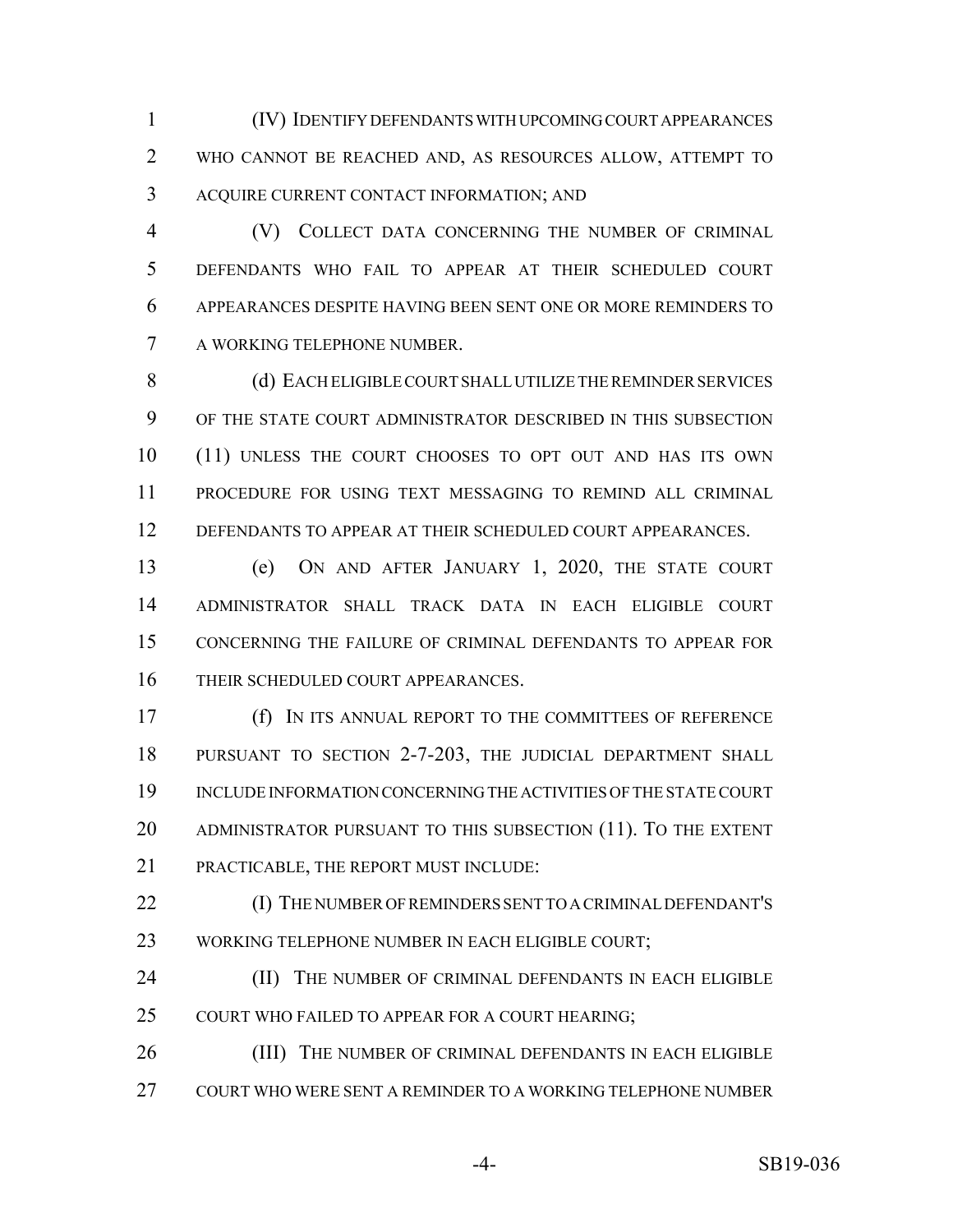(IV) IDENTIFY DEFENDANTS WITH UPCOMING COURT APPEARANCES WHO CANNOT BE REACHED AND, AS RESOURCES ALLOW, ATTEMPT TO ACQUIRE CURRENT CONTACT INFORMATION; AND

(V) COLLECT DATA CONCERNING THE NUMBER OF CRIMINAL DEFENDANTS WHO FAIL TO APPEAR AT THEIR SCHEDULED COURT APPEARANCES DESPITE HAVING BEEN SENT ONE OR MORE REMINDERS TO A WORKING TELEPHONE NUMBER.

(d) EACH ELIGIBLE COURT SHALL UTILIZE THE REMINDER SERVICES OF THE STATE COURT ADMINISTRATOR DESCRIBED IN THIS SUBSECTION (11) UNLESS THE COURT CHOOSES TO OPT OUT AND HAS ITS OWN PROCEDURE FOR USING TEXT MESSAGING TO REMIND ALL CRIMINAL DEFENDANTS TO APPEAR AT THEIR SCHEDULED COURT APPEARANCES.

(e) ON AND AFTER JANUARY 1, 2020, THE STATE COURT ADMINISTRATOR SHALL TRACK DATA IN EACH ELIGIBLE COURT CONCERNING THE FAILURE OF CRIMINAL DEFENDANTS TO APPEAR FOR THEIR SCHEDULED COURT APPEARANCES.

(f) IN ITS ANNUAL REPORT TO THE COMMITTEES OF REFERENCE PURSUANT TO SECTION 2-7-203, THE JUDICIAL DEPARTMENT SHALL INCLUDE INFORMATION CONCERNING THE ACTIVITIES OF THE STATE COURT ADMINISTRATOR PURSUANT TO THIS SUBSECTION (11). TO THE EXTENT PRACTICABLE, THE REPORT MUST INCLUDE:

(I) THE NUMBER OF REMINDERS SENT TO A CRIMINAL DEFENDANT'S WORKING TELEPHONE NUMBER IN EACH ELIGIBLE COURT;

(II) THE NUMBER OF CRIMINAL DEFENDANTS IN EACH ELIGIBLE COURT WHO FAILED TO APPEAR FOR A COURT HEARING;

(III) THE NUMBER OF CRIMINAL DEFENDANTS IN EACH ELIGIBLE COURT WHO WERE SENT A REMINDER TO A WORKING TELEPHONE NUMBER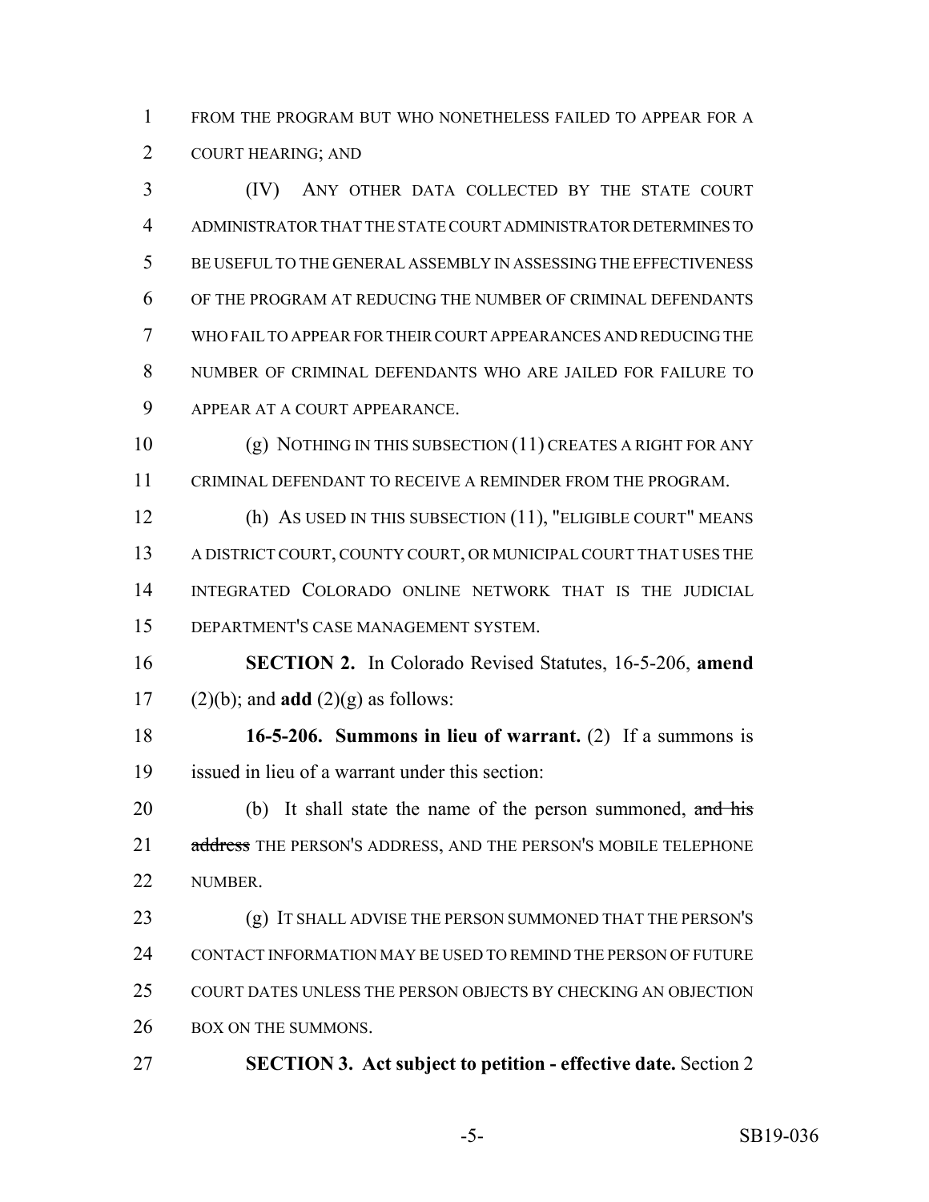FROM THE PROGRAM BUT WHO NONETHELESS FAILED TO APPEAR FOR A COURT HEARING; AND

(IV) ANY OTHER DATA COLLECTED BY THE STATE COURT ADMINISTRATOR THAT THE STATE COURT ADMINISTRATOR DETERMINES TO BE USEFUL TO THE GENERAL ASSEMBLY IN ASSESSING THE EFFECTIVENESS OF THE PROGRAM AT REDUCING THE NUMBER OF CRIMINAL DEFENDANTS WHO FAIL TO APPEAR FOR THEIR COURT APPEARANCES AND REDUCING THE NUMBER OF CRIMINAL DEFENDANTS WHO ARE JAILED FOR FAILURE TO APPEAR AT A COURT APPEARANCE.

(g) NOTHING IN THIS SUBSECTION (11) CREATES A RIGHT FOR ANY CRIMINAL DEFENDANT TO RECEIVE A REMINDER FROM THE PROGRAM.

(h) AS USED IN THIS SUBSECTION (11), "ELIGIBLE COURT" MEANS A DISTRICT COURT, COUNTY COURT, OR MUNICIPAL COURT THAT USES THE INTEGRATED COLORADO ONLINE NETWORK THAT IS THE JUDICIAL DEPARTMENT'S CASE MANAGEMENT SYSTEM.

**SECTION 2.** In Colorado Revised Statutes, 16-5-206, **amend** (2)(b); and **add** (2)(g) as follows:

**16-5-206. Summons in lieu of warrant.** (2) If a summons is issued in lieu of a warrant under this section:

(b) It shall state the name of the person summoned, ~~and his address~~ THE PERSON'S ADDRESS, AND THE PERSON'S MOBILE TELEPHONE NUMBER.

(g) IT SHALL ADVISE THE PERSON SUMMONED THAT THE PERSON'S CONTACT INFORMATION MAY BE USED TO REMIND THE PERSON OF FUTURE COURT DATES UNLESS THE PERSON OBJECTS BY CHECKING AN OBJECTION BOX ON THE SUMMONS.

**SECTION 3. Act subject to petition - effective date.** Section 2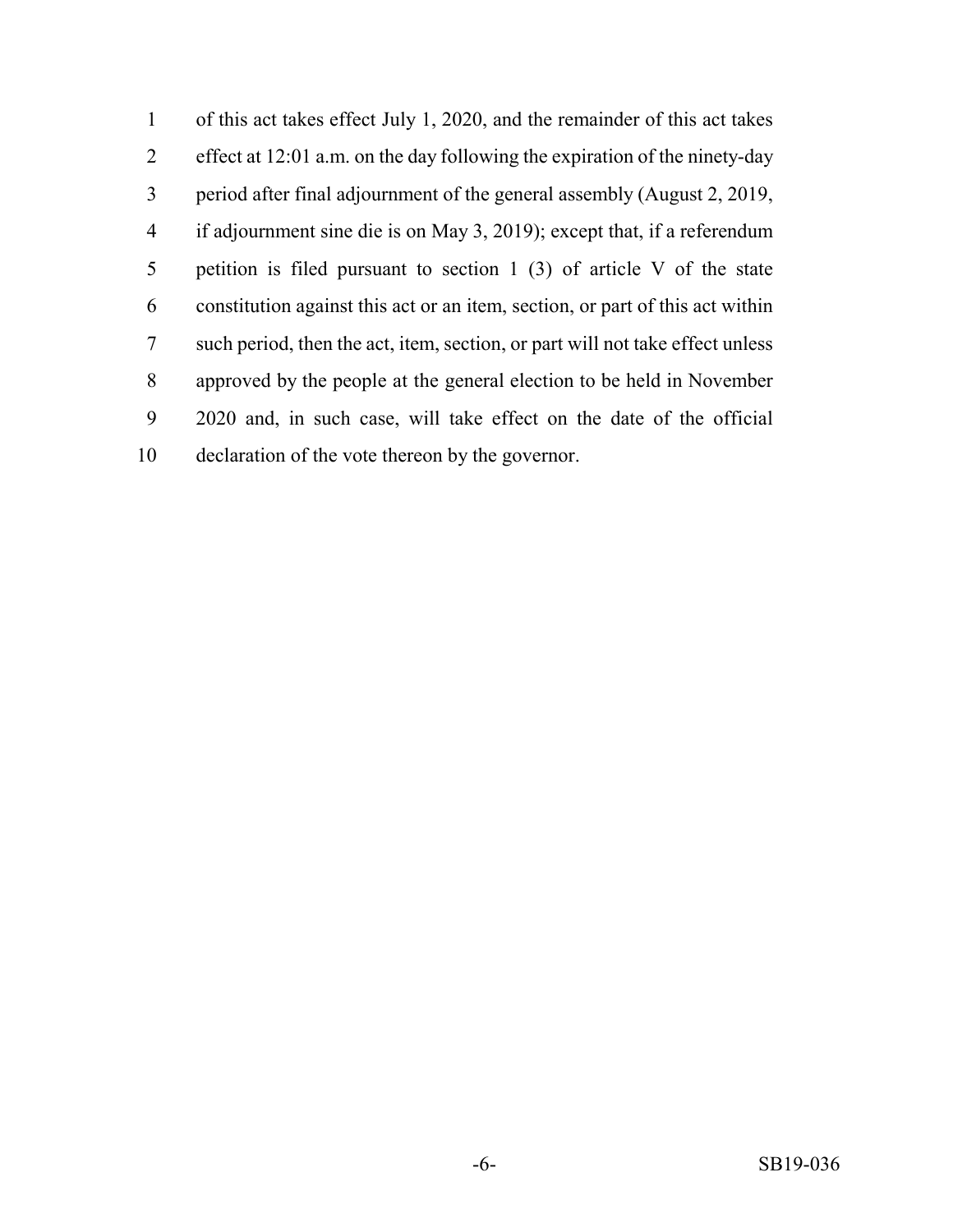of this act takes effect July 1, 2020, and the remainder of this act takes effect at 12:01 a.m. on the day following the expiration of the ninety-day period after final adjournment of the general assembly (August 2, 2019, if adjournment sine die is on May 3, 2019); except that, if a referendum petition is filed pursuant to section 1 (3) of article V of the state constitution against this act or an item, section, or part of this act within such period, then the act, item, section, or part will not take effect unless approved by the people at the general election to be held in November 2020 and, in such case, will take effect on the date of the official declaration of the vote thereon by the governor.